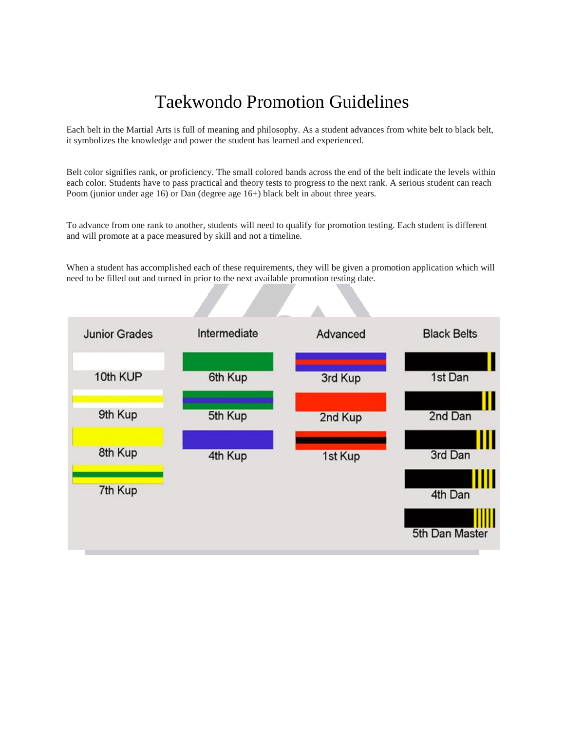# Taekwondo Promotion Guidelines

Each belt in the Martial Arts is full of meaning and philosophy. As a student advances from white belt to black belt, it symbolizes the knowledge and power the student has learned and experienced.

Belt color signifies rank, or proficiency. The small colored bands across the end of the belt indicate the levels within each color. Students have to pass practical and theory tests to progress to the next rank. A serious student can reach Poom (junior under age 16) or Dan (degree age 16+) black belt in about three years.

To advance from one rank to another, students will need to qualify for promotion testing. Each student is different and will promote at a pace measured by skill and not a timeline.

When a student has accomplished each of these requirements, they will be given a promotion application which will need to be filled out and turned in prior to the next available promotion testing date.

| Junior Grades | Intermediate | Advanced | Black Belts |
|---|---|---|---|
| 10th KUP | 6th Kup | 3rd Kup | 1st Dan |
| 9th Kup | 5th Kup | 2nd Kup | 2nd Dan |
| 8th Kup | 4th Kup | 1st Kup | 3rd Dan |
| 7th Kup | | | 4th Dan |
| | | | 5th Dan Master |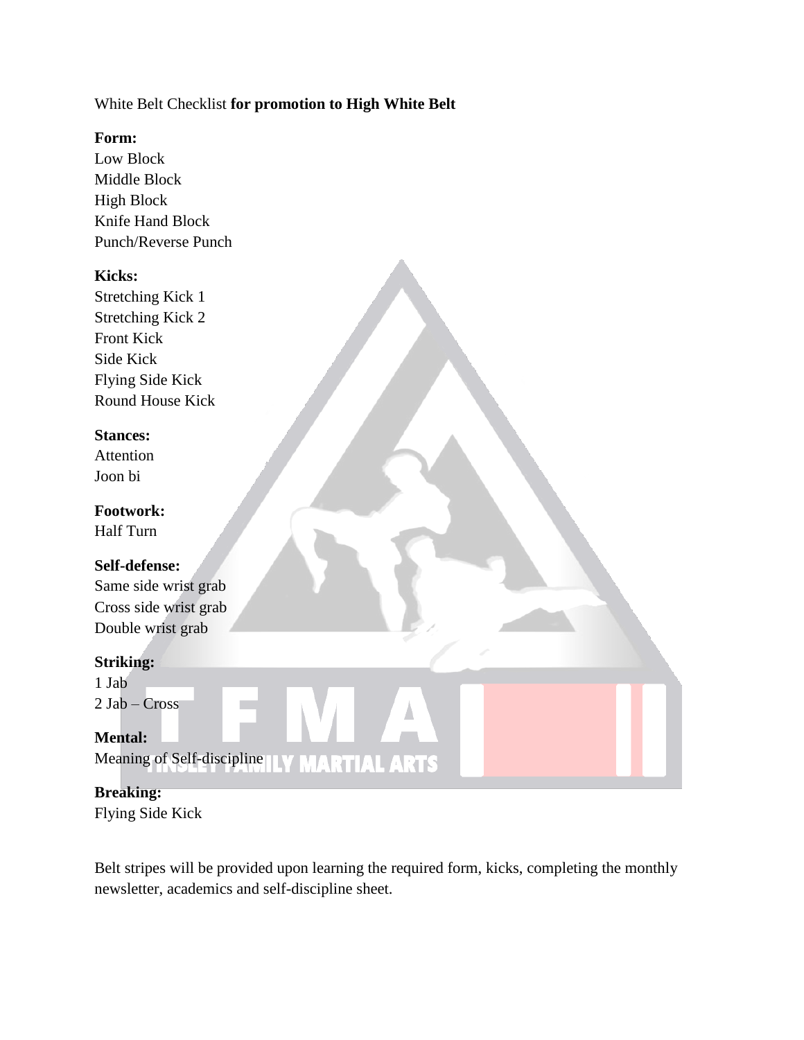White Belt Checklist **for promotion to High White Belt**

**Form:**
Low Block
Middle Block
High Block
Knife Hand Block
Punch/Reverse Punch

**Kicks:**
Stretching Kick 1
Stretching Kick 2
Front Kick
Side Kick
Flying Side Kick
Round House Kick

**Stances:**
Attention
Joon bi

**Footwork:**
Half Turn

**Self-defense:**
Same side wrist grab
Cross side wrist grab
Double wrist grab

**Striking:**
1 Jab
2 Jab – Cross

**Mental:**
Meaning of Self-discipline

**Breaking:**
Flying Side Kick

Belt stripes will be provided upon learning the required form, kicks, completing the monthly newsletter, academics and self-discipline sheet.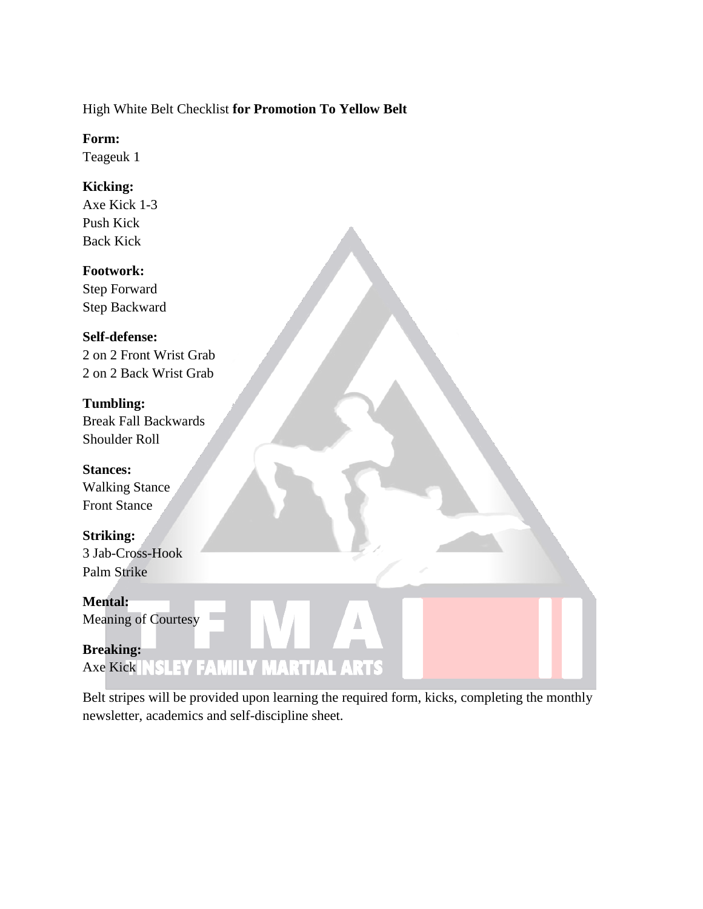High White Belt Checklist **for Promotion To Yellow Belt**

**Form:**
Teageuk 1

**Kicking:**
Axe Kick 1-3
Push Kick
Back Kick

**Footwork:**
Step Forward
Step Backward

**Self-defense:**
2 on 2 Front Wrist Grab
2 on 2 Back Wrist Grab

**Tumbling:**
Break Fall Backwards
Shoulder Roll

**Stances:**
Walking Stance
Front Stance

**Striking:**
3 Jab-Cross-Hook
Palm Strike

**Mental:**
Meaning of Courtesy

**Breaking:**
Axe Kick

Belt stripes will be provided upon learning the required form, kicks, completing the monthly newsletter, academics and self-discipline sheet.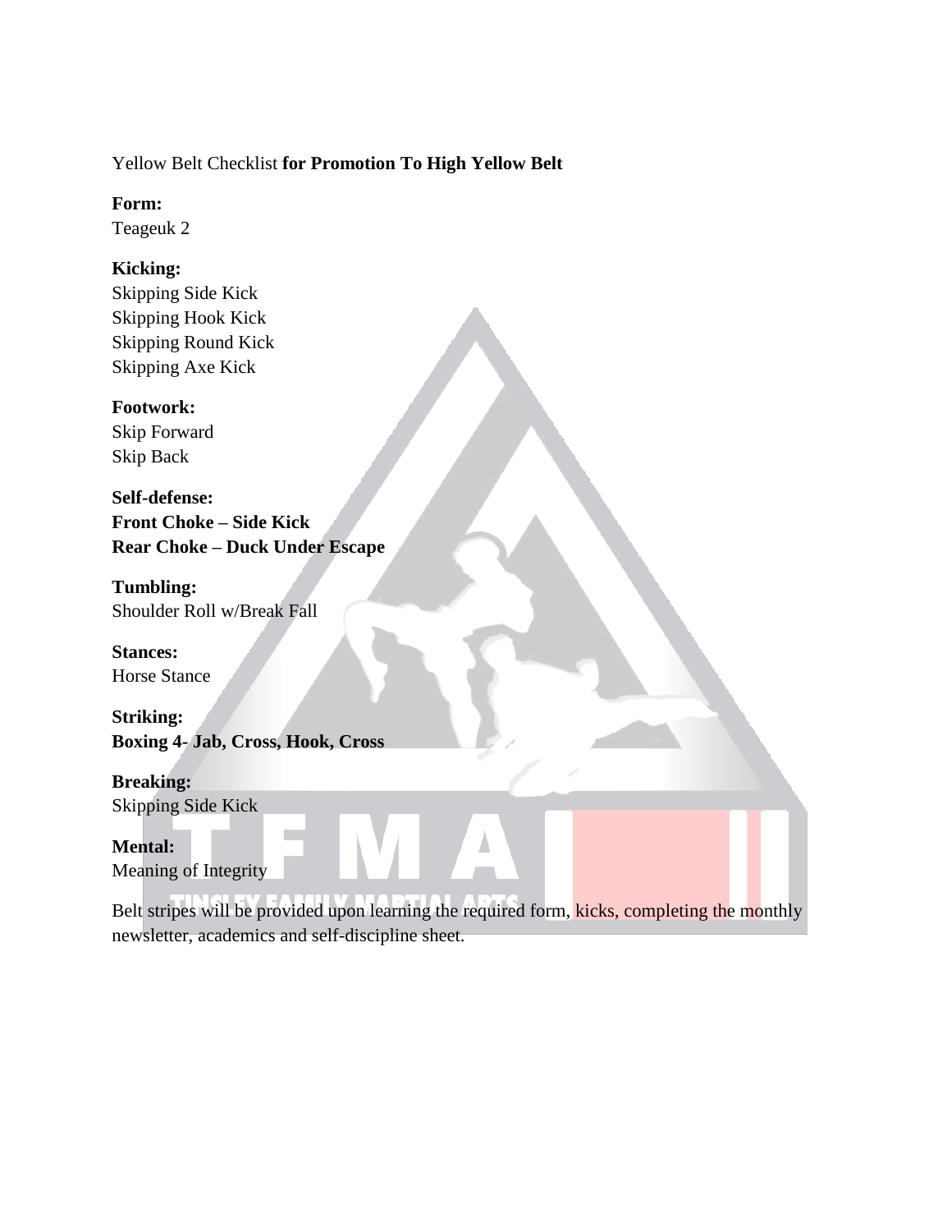Yellow Belt Checklist **for Promotion To High Yellow Belt**

**Form:**
Teageuk 2

**Kicking:**
Skipping Side Kick
Skipping Hook Kick
Skipping Round Kick
Skipping Axe Kick

**Footwork:**
Skip Forward
Skip Back

**Self-defense:**
**Front Choke – Side Kick**
**Rear Choke – Duck Under Escape**

**Tumbling:**
Shoulder Roll w/Break Fall

**Stances:**
Horse Stance

**Striking:**
**Boxing 4- Jab, Cross, Hook, Cross**

**Breaking:**
Skipping Side Kick

**Mental:**
Meaning of Integrity

Belt stripes will be provided upon learning the required form, kicks, completing the monthly newsletter, academics and self-discipline sheet.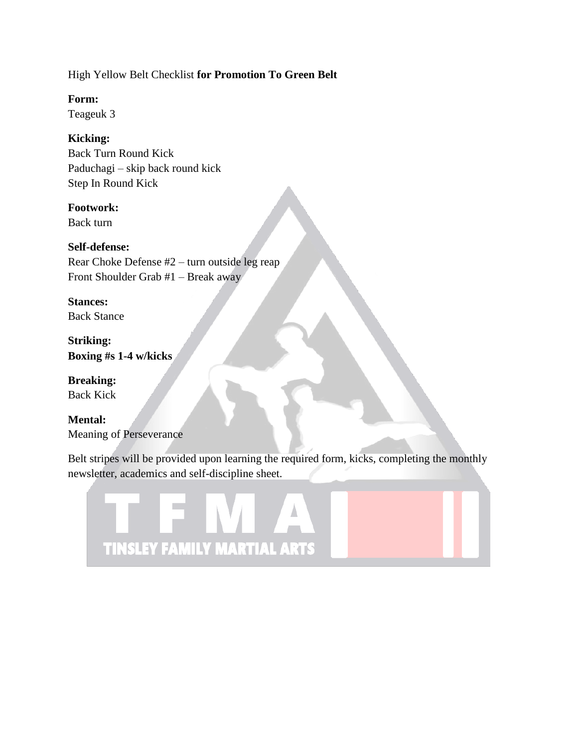High Yellow Belt Checklist **for Promotion To Green Belt**

**Form:**
Teageuk 3

**Kicking:**
Back Turn Round Kick
Paduchagi – skip back round kick
Step In Round Kick

**Footwork:**
Back turn

**Self-defense:**
Rear Choke Defense #2 – turn outside leg reap
Front Shoulder Grab #1 – Break away

**Stances:**
Back Stance

**Striking:**
**Boxing #s 1-4 w/kicks**

**Breaking:**
Back Kick

**Mental:**
Meaning of Perseverance

Belt stripes will be provided upon learning the required form, kicks, completing the monthly newsletter, academics and self-discipline sheet.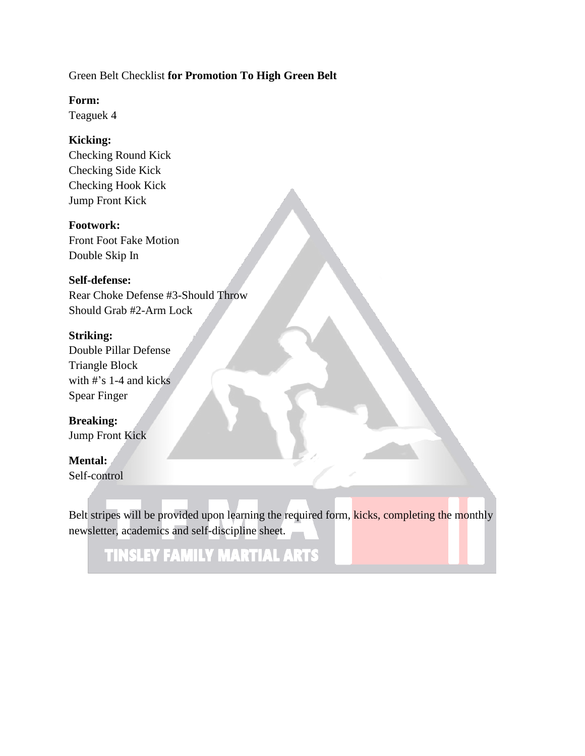Green Belt Checklist **for Promotion To High Green Belt**

**Form:**
Teaguek 4

**Kicking:**
Checking Round Kick
Checking Side Kick
Checking Hook Kick
Jump Front Kick

**Footwork:**
Front Foot Fake Motion
Double Skip In

**Self-defense:**
Rear Choke Defense #3-Should Throw
Should Grab #2-Arm Lock

**Striking:**
Double Pillar Defense
Triangle Block
with #'s 1-4 and kicks
Spear Finger

**Breaking:**
Jump Front Kick

**Mental:**
Self-control

Belt stripes will be provided upon learning the required form, kicks, completing the monthly newsletter, academics and self-discipline sheet.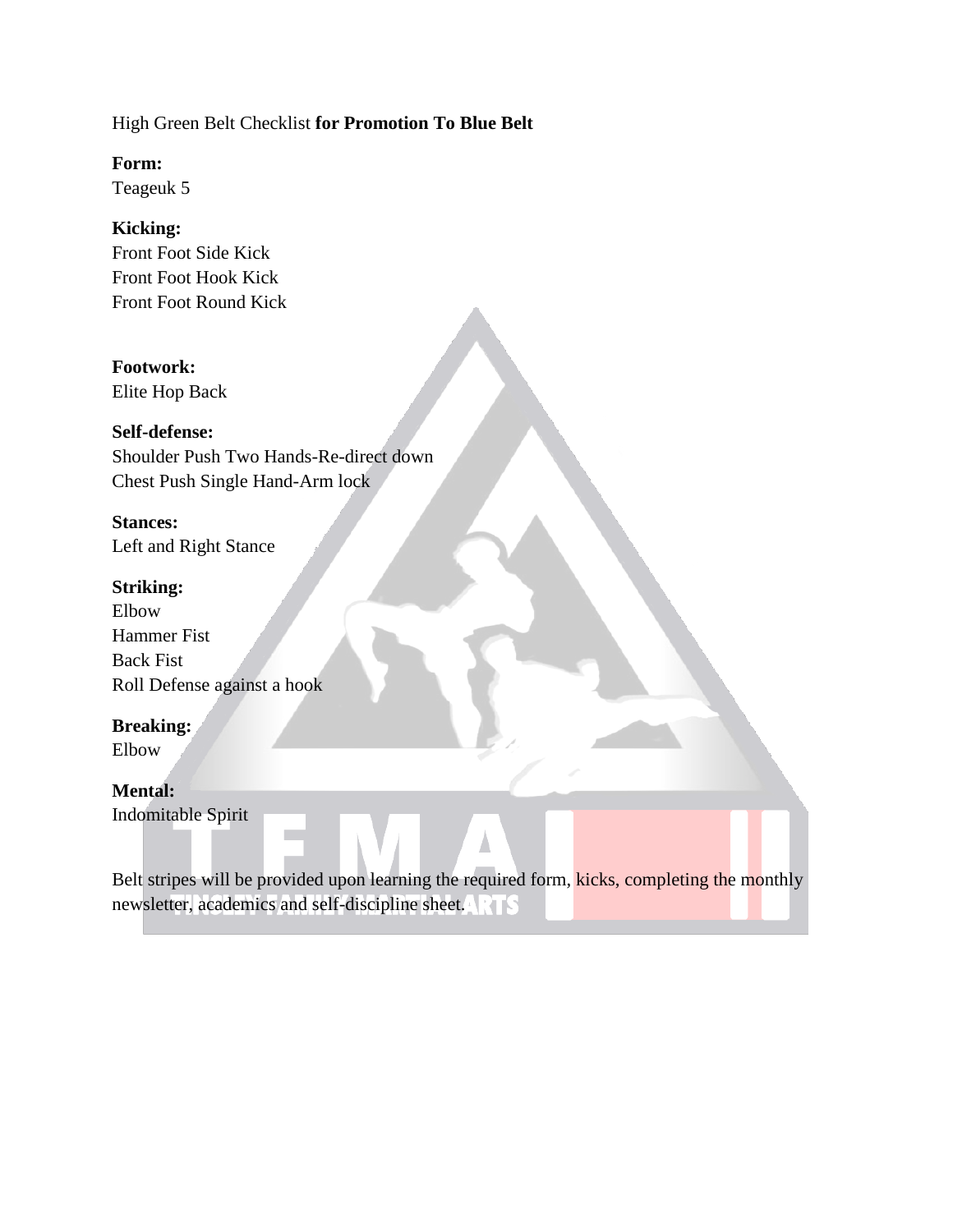High Green Belt Checklist **for Promotion To Blue Belt**

**Form:**
Teageuk 5

**Kicking:**
Front Foot Side Kick
Front Foot Hook Kick
Front Foot Round Kick

**Footwork:**
Elite Hop Back

**Self-defense:**
Shoulder Push Two Hands-Re-direct down
Chest Push Single Hand-Arm lock

**Stances:**
Left and Right Stance

**Striking:**
Elbow
Hammer Fist
Back Fist
Roll Defense against a hook

**Breaking:**
Elbow

**Mental:**
Indomitable Spirit

Belt stripes will be provided upon learning the required form, kicks, completing the monthly newsletter, academics and self-discipline sheet.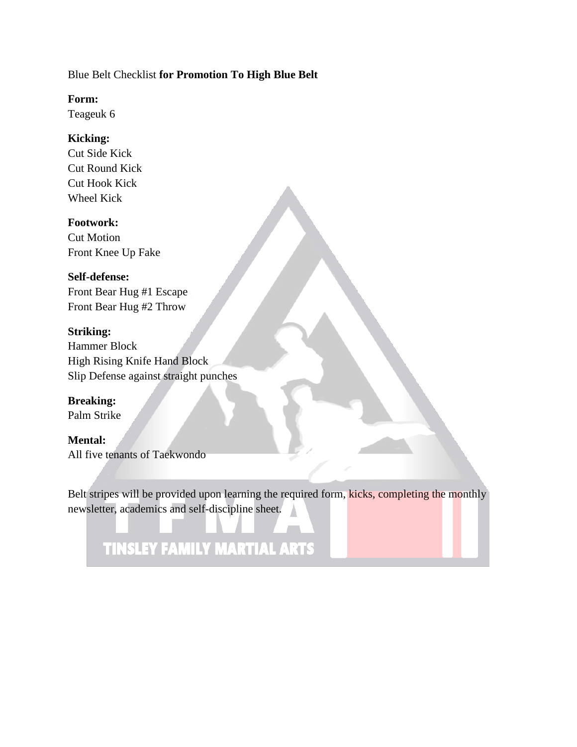Blue Belt Checklist **for Promotion To High Blue Belt**

**Form:**
Teageuk 6

**Kicking:**
Cut Side Kick
Cut Round Kick
Cut Hook Kick
Wheel Kick

**Footwork:**
Cut Motion
Front Knee Up Fake

**Self-defense:**
Front Bear Hug #1 Escape
Front Bear Hug #2 Throw

**Striking:**
Hammer Block
High Rising Knife Hand Block
Slip Defense against straight punches

**Breaking:**
Palm Strike

**Mental:**
All five tenants of Taekwondo

Belt stripes will be provided upon learning the required form, kicks, completing the monthly newsletter, academics and self-discipline sheet.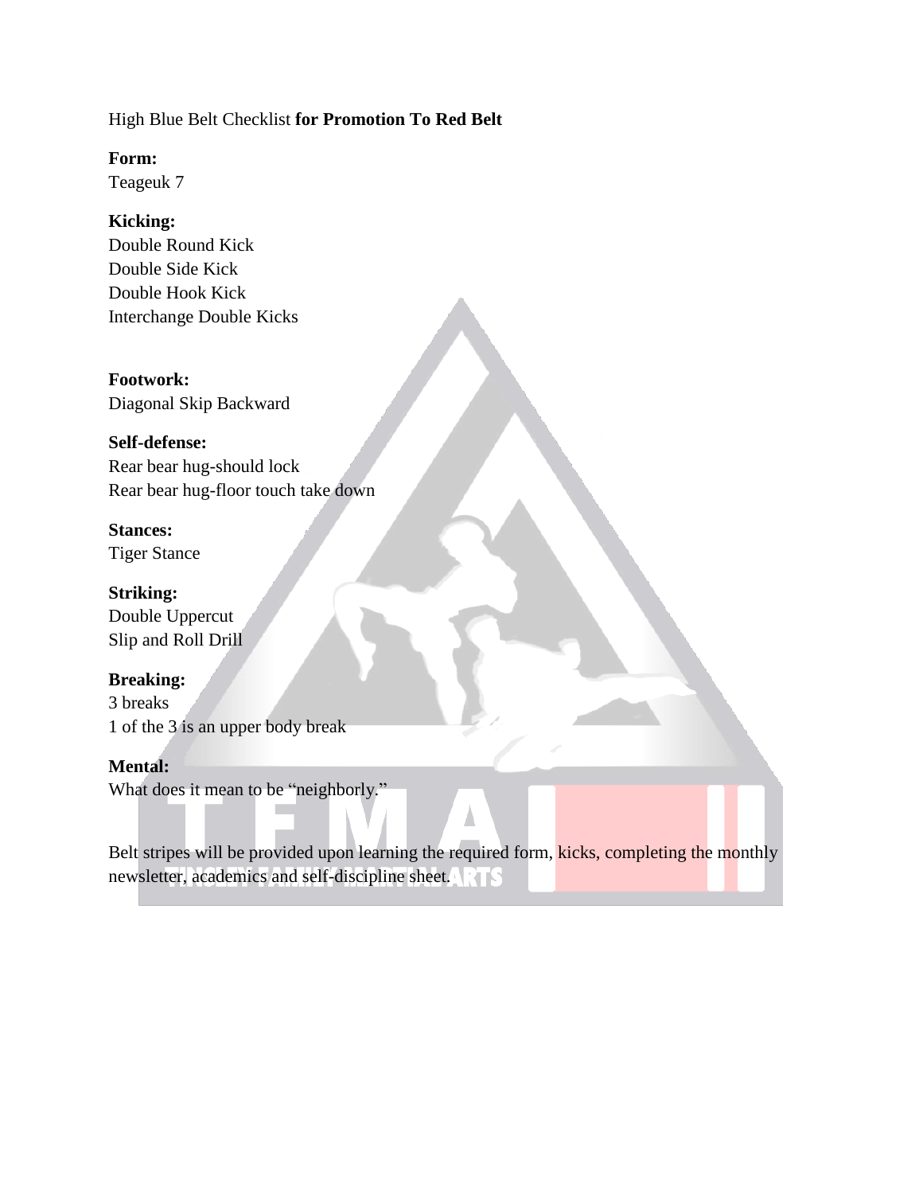High Blue Belt Checklist **for Promotion To Red Belt**

**Form:**
Teageuk 7

**Kicking:**
Double Round Kick
Double Side Kick
Double Hook Kick
Interchange Double Kicks

**Footwork:**
Diagonal Skip Backward

**Self-defense:**
Rear bear hug-should lock
Rear bear hug-floor touch take down

**Stances:**
Tiger Stance

**Striking:**
Double Uppercut
Slip and Roll Drill

**Breaking:**
3 breaks
1 of the 3 is an upper body break

**Mental:**
What does it mean to be "neighborly."

Belt stripes will be provided upon learning the required form, kicks, completing the monthly newsletter, academics and self-discipline sheet.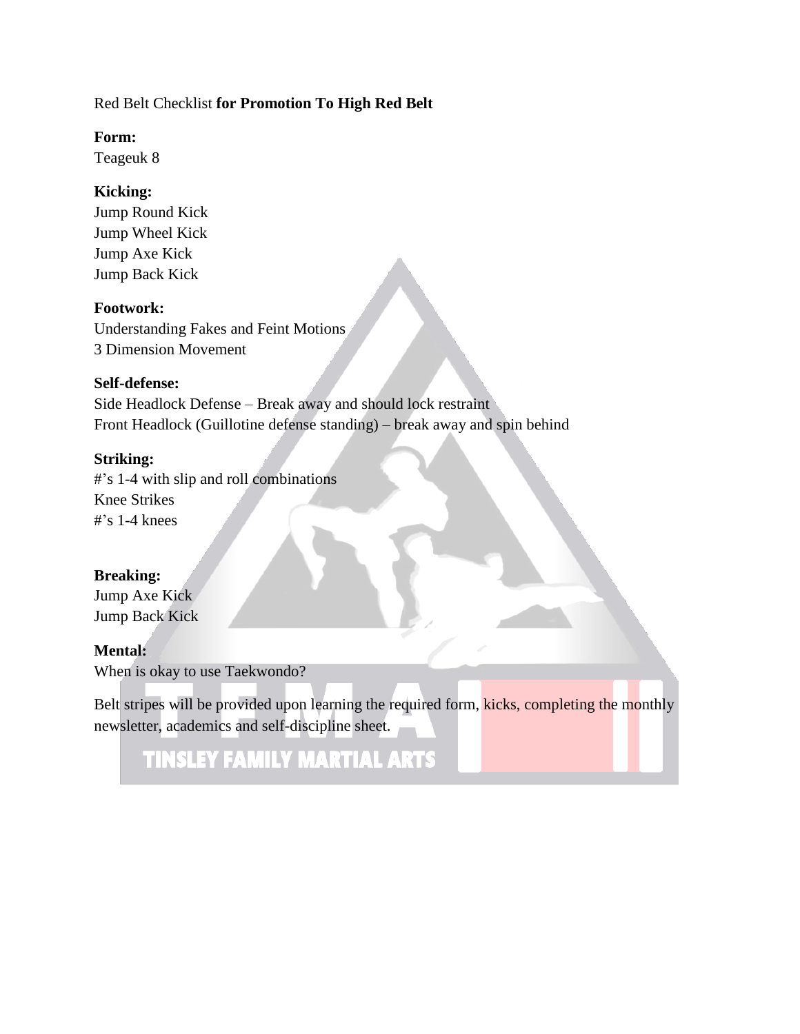Red Belt Checklist **for Promotion To High Red Belt**

**Form:**
Teageuk 8

**Kicking:**
Jump Round Kick
Jump Wheel Kick
Jump Axe Kick
Jump Back Kick

**Footwork:**
Understanding Fakes and Feint Motions
3 Dimension Movement

**Self-defense:**
Side Headlock Defense – Break away and should lock restraint
Front Headlock (Guillotine defense standing) – break away and spin behind

**Striking:**
#'s 1-4 with slip and roll combinations
Knee Strikes
#'s 1-4 knees

**Breaking:**
Jump Axe Kick
Jump Back Kick

**Mental:**
When is okay to use Taekwondo?

Belt stripes will be provided upon learning the required form, kicks, completing the monthly newsletter, academics and self-discipline sheet.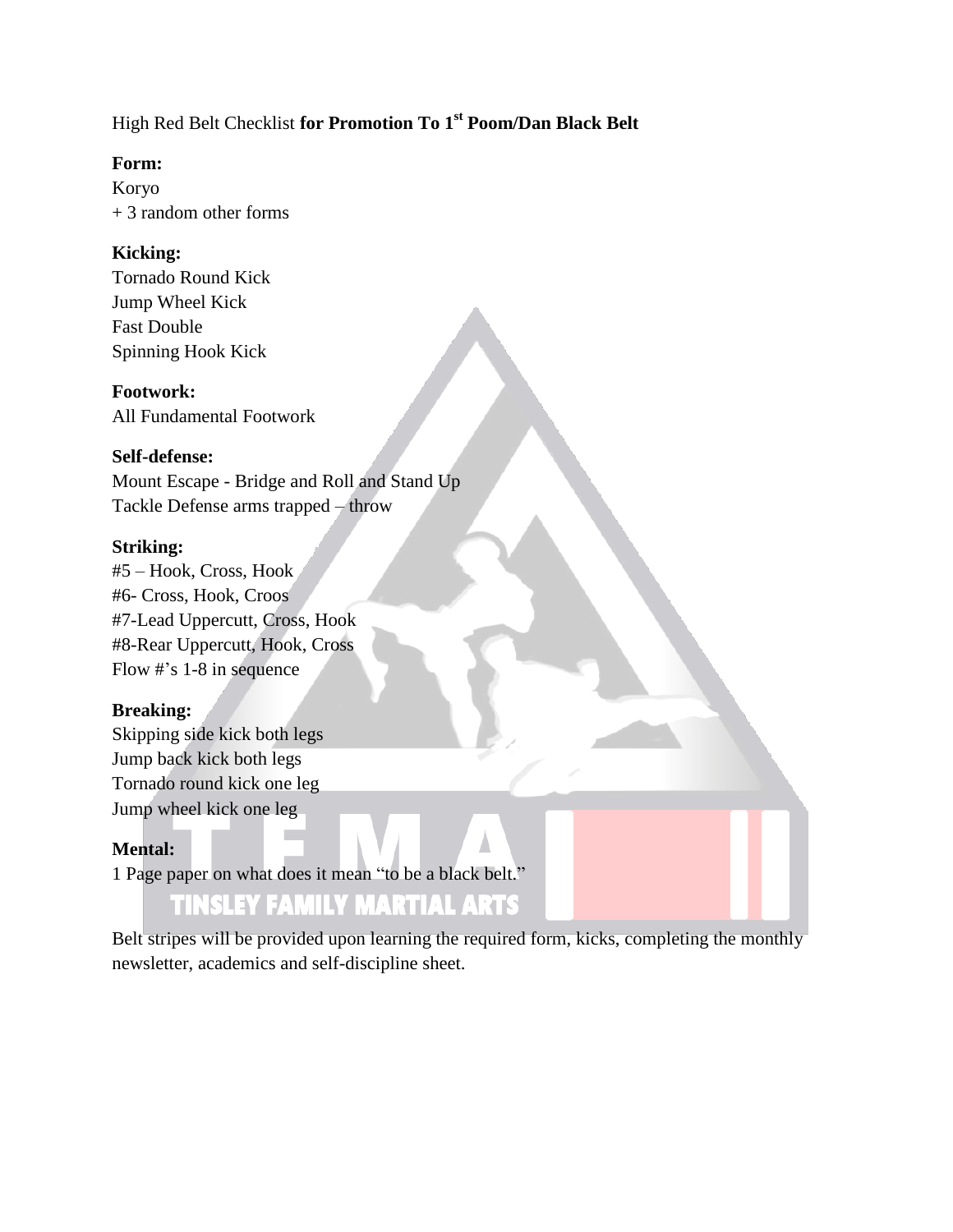High Red Belt Checklist **for Promotion To 1st Poom/Dan Black Belt**

**Form:**
Koryo
+ 3 random other forms

**Kicking:**
Tornado Round Kick
Jump Wheel Kick
Fast Double
Spinning Hook Kick

**Footwork:**
All Fundamental Footwork

**Self-defense:**
Mount Escape - Bridge and Roll and Stand Up
Tackle Defense arms trapped – throw

**Striking:**
#5 – Hook, Cross, Hook
#6- Cross, Hook, Croos
#7-Lead Uppercutt, Cross, Hook
#8-Rear Uppercutt, Hook, Cross
Flow #'s 1-8 in sequence

**Breaking:**
Skipping side kick both legs
Jump back kick both legs
Tornado round kick one leg
Jump wheel kick one leg

**Mental:**
1 Page paper on what does it mean "to be a black belt."

Belt stripes will be provided upon learning the required form, kicks, completing the monthly newsletter, academics and self-discipline sheet.